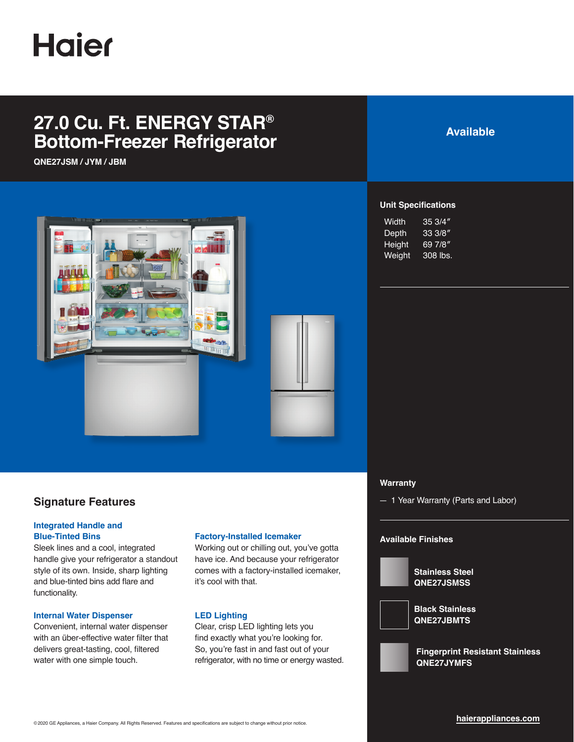# Haier

## 27.0 Cu. Ft. ENERGY STAR® Bottom-Freezer Refrigerator

**QNE27JSM / JYM / JBM**

**Available**

### Unit Specifications

| | |
|---|---|
| Width | 35 3/4″ |
| Depth | 33 3/8″ |
| Height | 69 7/8″ |
| Weight | 308 lbs. |

## Signature Features

### Integrated Handle and Blue-Tinted Bins

Sleek lines and a cool, integrated handle give your refrigerator a standout style of its own. Inside, sharp lighting and blue-tinted bins add flare and functionality.

### Internal Water Dispenser

Convenient, internal water dispenser with an über-effective water filter that delivers great-tasting, cool, filtered water with one simple touch.

### Factory-Installed Icemaker

Working out or chilling out, you've gotta have ice. And because your refrigerator comes with a factory-installed icemaker, it's cool with that.

### LED Lighting

Clear, crisp LED lighting lets you find exactly what you're looking for. So, you're fast in and fast out of your refrigerator, with no time or energy wasted.

### Warranty

— 1 Year Warranty (Parts and Labor)

### Available Finishes

**Stainless Steel**
**QNE27JSMSS**

**Black Stainless**
**QNE27JBMTS**

**Fingerprint Resistant Stainless**
**QNE27JYMFS**

©2020 GE Appliances, a Haier Company. All Rights Reserved. Features and specifications are subject to change without prior notice.

haierappliances.com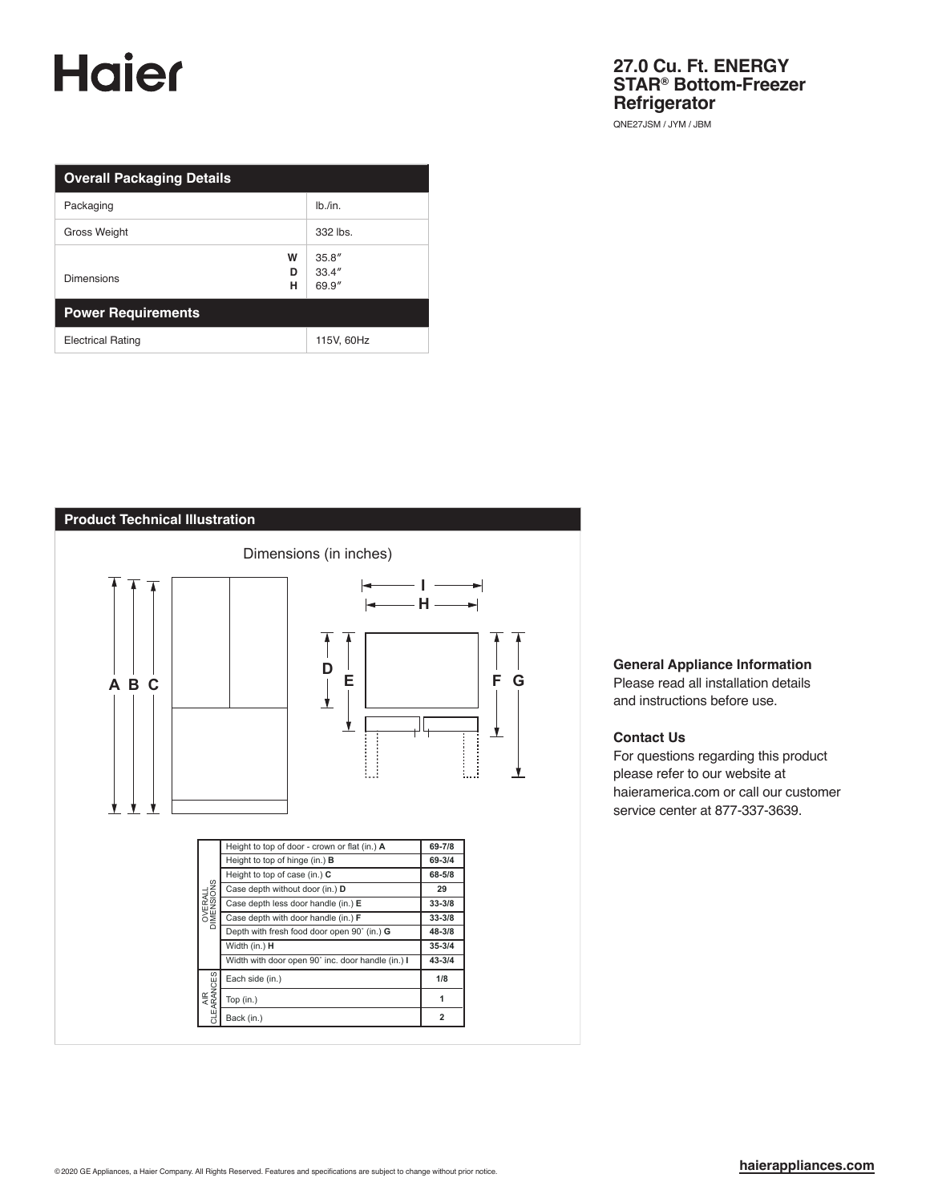# Haier

## 27.0 Cu. Ft. ENERGY STAR® Bottom-Freezer Refrigerator

QNE27JSM / JYM / JBM

| Overall Packaging Details | | |
|---|---|---|
| Packaging | | lb./in. |
| Gross Weight | | 332 lbs. |
| Dimensions | W | 35.8″ |
| | D | 33.4″ |
| | H | 69.9″ |
| **Power Requirements** | | |
| Electrical Rating | | 115V, 60Hz |

## Product Technical Illustration

Dimensions (in inches)

A B C

D E

I

H

F G

| | | |
|---|---|---|
| OVERALL DIMENSIONS | Height to top of door - crown or flat (in.) **A** | 69-7/8 |
| | Height to top of hinge (in.) **B** | 69-3/4 |
| | Height to top of case (in.) **C** | 68-5/8 |
| | Case depth without door (in.) **D** | 29 |
| | Case depth less door handle (in.) **E** | 33-3/8 |
| | Case depth with door handle (in.) **F** | 33-3/8 |
| | Depth with fresh food door open 90˚ (in.) **G** | 48-3/8 |
| | Width (in.) **H** | 35-3/4 |
| | Width with door open 90˚ inc. door handle (in.) **I** | 43-3/4 |
| AIR CLEARANCES | Each side (in.) | 1/8 |
| | Top (in.) | 1 |
| | Back (in.) | 2 |

**General Appliance Information**
Please read all installation details and instructions before use.

**Contact Us**
For questions regarding this product please refer to our website at haieramerica.com or call our customer service center at 877-337-3639.

© 2020 GE Appliances, a Haier Company. All Rights Reserved. Features and specifications are subject to change without prior notice.

**haierappliances.com**